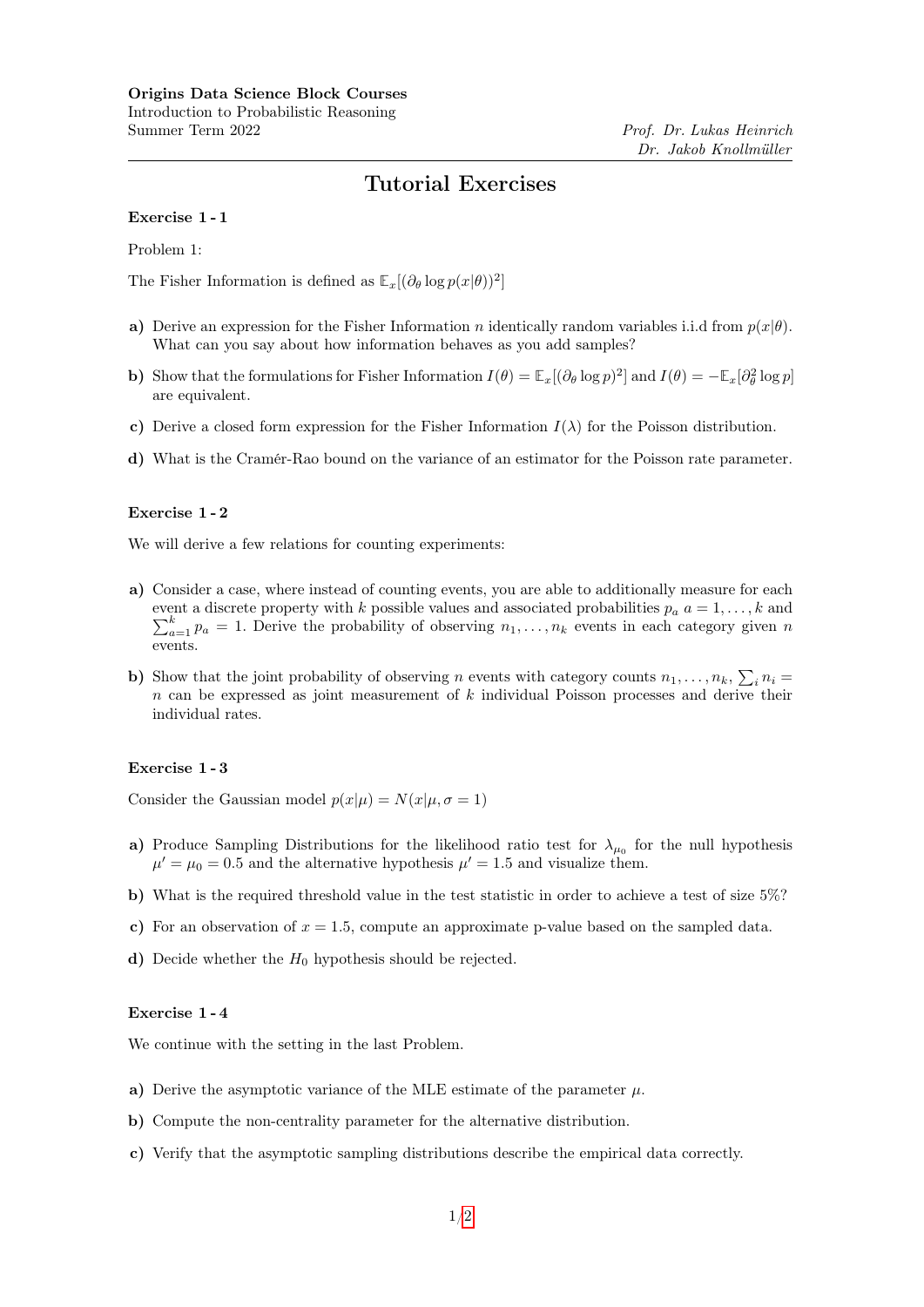**Origins Data Science Block Courses**
Introduction to Probabilistic Reasoning
Summer Term 2022

*Prof. Dr. Lukas Heinrich*
*Dr. Jakob Knollmüller*

# Tutorial Exercises

### Exercise 1 - 1

Problem 1:

The Fisher Information is defined as $\mathbb{E}_x[(\partial_\theta \log p(x|\theta))^2]$

**a)** Derive an expression for the Fisher Information $n$ identically random variables i.i.d from $p(x|\theta)$. What can you say about how information behaves as you add samples?

**b)** Show that the formulations for Fisher Information $I(\theta) = \mathbb{E}_x[(\partial_\theta \log p)^2]$ and $I(\theta) = -\mathbb{E}_x[\partial_\theta^2 \log p]$ are equivalent.

**c)** Derive a closed form expression for the Fisher Information $I(\lambda)$ for the Poisson distribution.

**d)** What is the Cramér-Rao bound on the variance of an estimator for the Poisson rate parameter.

### Exercise 1 - 2

We will derive a few relations for counting experiments:

**a)** Consider a case, where instead of counting events, you are able to additionally measure for each event a discrete property with $k$ possible values and associated probabilities $p_a$ $a = 1, \ldots, k$ and $\sum_{a=1}^{k} p_a = 1$. Derive the probability of observing $n_1, \ldots, n_k$ events in each category given $n$ events.

**b)** Show that the joint probability of observing $n$ events with category counts $n_1, \ldots, n_k$, $\sum_i n_i = n$ can be expressed as joint measurement of $k$ individual Poisson processes and derive their individual rates.

### Exercise 1 - 3

Consider the Gaussian model $p(x|\mu) = N(x|\mu, \sigma = 1)$

**a)** Produce Sampling Distributions for the likelihood ratio test for $\lambda_{\mu_0}$ for the null hypothesis $\mu' = \mu_0 = 0.5$ and the alternative hypothesis $\mu' = 1.5$ and visualize them.

**b)** What is the required threshold value in the test statistic in order to achieve a test of size 5%?

**c)** For an observation of $x = 1.5$, compute an approximate p-value based on the sampled data.

**d)** Decide whether the $H_0$ hypothesis should be rejected.

### Exercise 1 - 4

We continue with the setting in the last Problem.

**a)** Derive the asymptotic variance of the MLE estimate of the parameter $\mu$.

**b)** Compute the non-centrality parameter for the alternative distribution.

**c)** Verify that the asymptotic sampling distributions describe the empirical data correctly.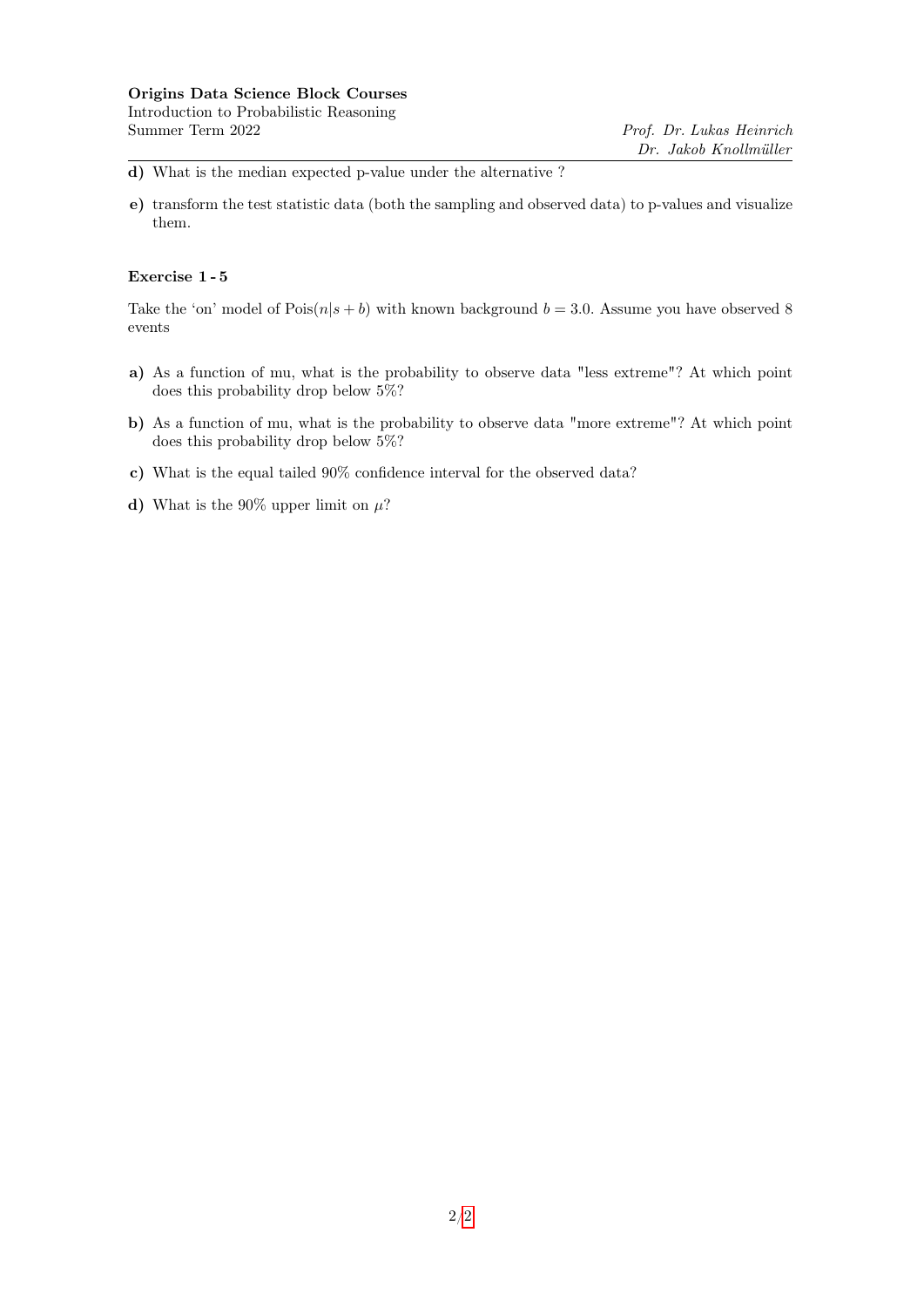**d)** What is the median expected p-value under the alternative ?

**e)** transform the test statistic data (both the sampling and observed data) to p-values and visualize them.

### Exercise 1 - 5

Take the 'on' model of $\mathrm{Pois}(n|s+b)$ with known background $b = 3.0$. Assume you have observed 8 events

**a)** As a function of mu, what is the probability to observe data "less extreme"? At which point does this probability drop below 5%?

**b)** As a function of mu, what is the probability to observe data "more extreme"? At which point does this probability drop below 5%?

**c)** What is the equal tailed 90% confidence interval for the observed data?

**d)** What is the 90% upper limit on $\mu$?